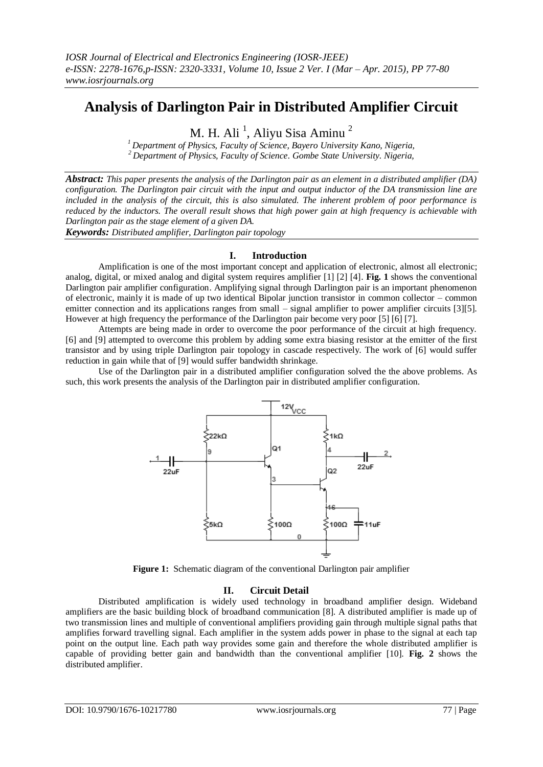# Analysis of Darlington Pair in Distributed Amplifier Circuit

M. H. Ali [1], Aliyu Sisa Aminu [2]

[1] *Department of Physics, Faculty of Science, Bayero University Kano, Nigeria,*
[2] *Department of Physics, Faculty of Science. Gombe State University. Nigeria,*

***Abstract:*** *This paper presents the analysis of the Darlington pair as an element in a distributed amplifier (DA) configuration. The Darlington pair circuit with the input and output inductor of the DA transmission line are included in the analysis of the circuit, this is also simulated. The inherent problem of poor performance is reduced by the inductors. The overall result shows that high power gain at high frequency is achievable with Darlington pair as the stage element of a given DA.*

***Keywords:*** *Distributed amplifier, Darlington pair topology*

## I. Introduction

Amplification is one of the most important concept and application of electronic, almost all electronic; analog, digital, or mixed analog and digital system requires amplifier [1] [2] [4]. **Fig. 1** shows the conventional Darlington pair amplifier configuration. Amplifying signal through Darlington pair is an important phenomenon of electronic, mainly it is made of up two identical Bipolar junction transistor in common collector – common emitter connection and its applications ranges from small – signal amplifier to power amplifier circuits [3][5]. However at high frequency the performance of the Darlington pair become very poor [5] [6] [7].

Attempts are being made in order to overcome the poor performance of the circuit at high frequency. [6] and [9] attempted to overcome this problem by adding some extra biasing resistor at the emitter of the first transistor and by using triple Darlington pair topology in cascade respectively. The work of [6] would suffer reduction in gain while that of [9] would suffer bandwidth shrinkage.

Use of the Darlington pair in a distributed amplifier configuration solved the the above problems. As such, this work presents the analysis of the Darlington pair in distributed amplifier configuration.

**Figure 1:** Schematic diagram of the conventional Darlington pair amplifier

## II. Circuit Detail

Distributed amplification is widely used technology in broadband amplifier design. Wideband amplifiers are the basic building block of broadband communication [8]. A distributed amplifier is made up of two transmission lines and multiple of conventional amplifiers providing gain through multiple signal paths that amplifies forward travelling signal. Each amplifier in the system adds power in phase to the signal at each tap point on the output line. Each path way provides some gain and therefore the whole distributed amplifier is capable of providing better gain and bandwidth than the conventional amplifier [10]. **Fig. 2** shows the distributed amplifier.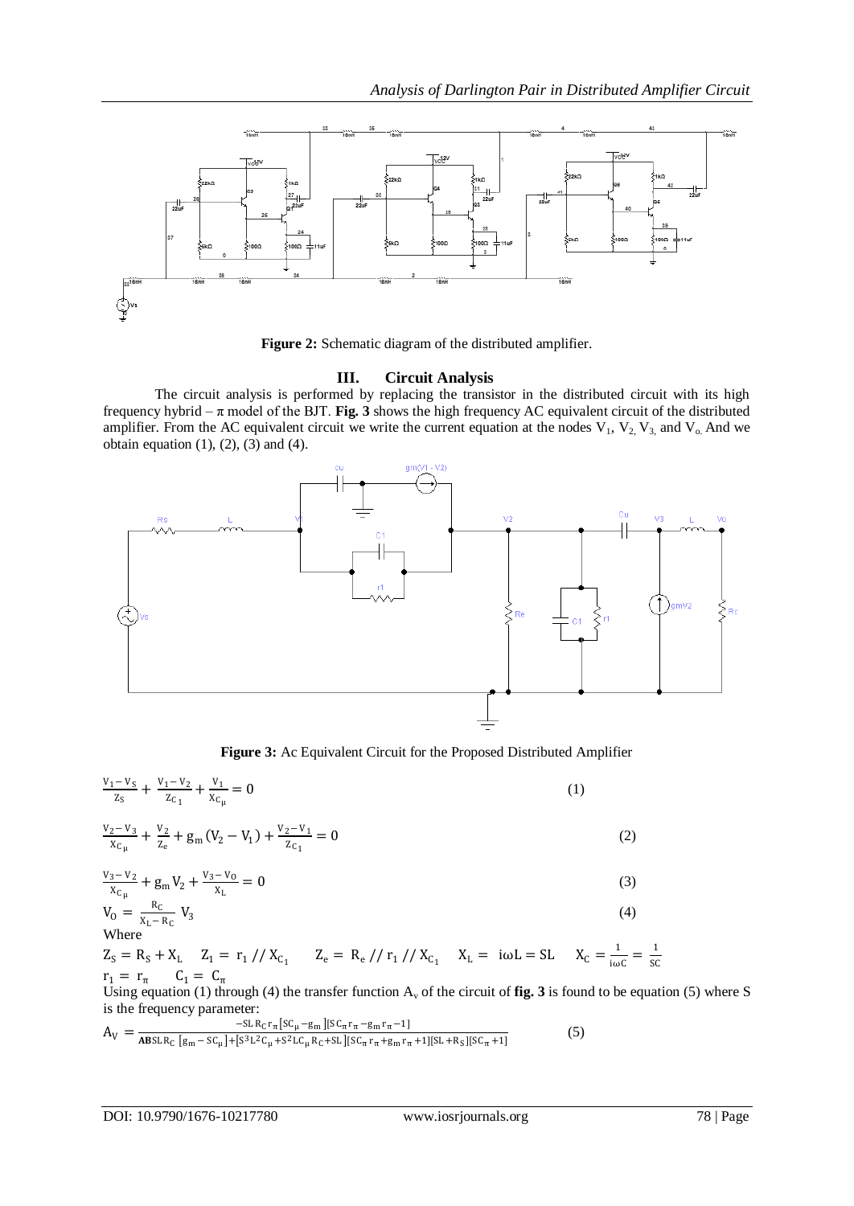Figure 2: Schematic diagram of the distributed amplifier.

## III. Circuit Analysis

The circuit analysis is performed by replacing the transistor in the distributed circuit with its high frequency hybrid – π model of the BJT. **Fig. 3** shows the high frequency AC equivalent circuit of the distributed amplifier. From the AC equivalent circuit we write the current equation at the nodes $V_1$, $V_2$, $V_3$, and $V_o$. And we obtain equation (1), (2), (3) and (4).

**Figure 3:** Ac Equivalent Circuit for the Proposed Distributed Amplifier

$$\frac{V_1 - V_S}{Z_S} + \frac{V_1 - V_2}{Z_{C_1}} + \frac{V_1}{X_{C_\mu}} = 0 \tag{1}$$

$$\frac{V_2 - V_3}{X_{C_\mu}} + \frac{V_2}{Z_e} + g_m (V_2 - V_1) + \frac{V_2 - V_1}{Z_{C_1}} = 0 \tag{2}$$

$$\frac{V_3 - V_2}{X_{C_\mu}} + g_m V_2 + \frac{V_3 - V_O}{X_L} = 0 \tag{3}$$

$$V_O = \frac{R_C}{X_L - R_C} V_3 \tag{4}$$

Where

$Z_S = R_S + X_L \quad Z_1 = r_1 // X_{C_1} \quad Z_e = R_e // r_1 // X_{C_1} \quad X_L = i\omega L = SL \quad X_C = \frac{1}{i\omega C} = \frac{1}{SC}$

$r_1 = r_\pi \quad C_1 = C_\pi$

Using equation (1) through (4) the transfer function $A_v$ of the circuit of **fig. 3** is found to be equation (5) where S is the frequency parameter:

$$A_V = \frac{-SL\, R_C r_\pi [SC_\mu - g_m][SC_\pi r_\pi - g_m r_\pi - 1]}{\mathbf{AB} SL R_C [g_m - SC_\mu] + [S^3 L^2 C_\mu + S^2 L C_\mu R_C + SL][SC_\pi r_\pi + g_m r_\pi + 1][SL + R_S][SC_\pi + 1]} \tag{5}$$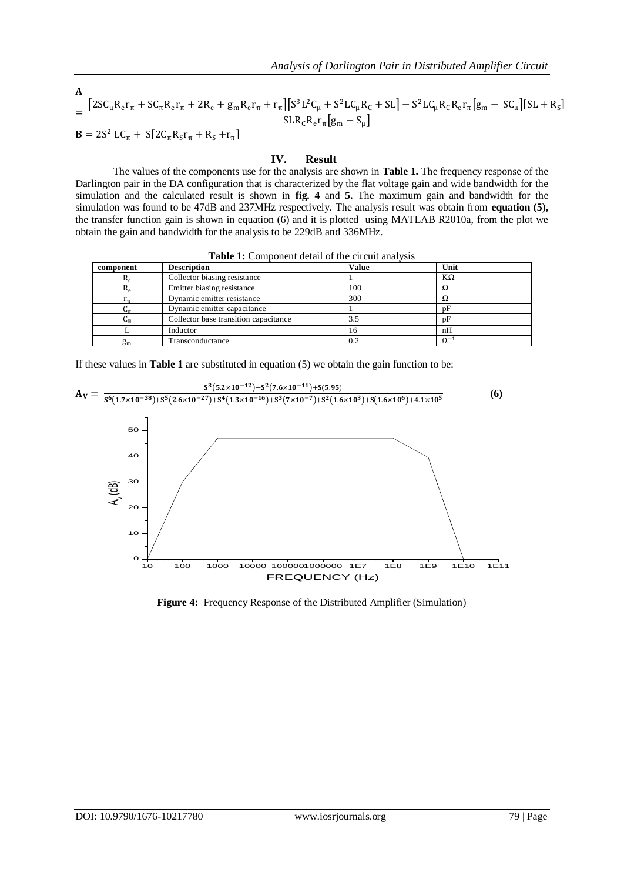$$\mathbf{A} = \frac{\left[2SC_{\mu}R_{e}r_{\pi} + SC_{\pi}R_{e}r_{\pi} + 2R_{e} + g_{m}R_{e}r_{\pi} + r_{\pi}\right]\left[S^{3}L^{2}C_{\mu} + S^{2}LC_{\mu}R_{C} + SL\right] - S^{2}LC_{\mu}R_{C}R_{e}r_{\pi}\left[g_{m} - SC_{\mu}\right]\left[SL + R_{S}\right]}{SLR_{C}R_{e}r_{\pi}\left[g_{m} - S_{\mu}\right]}$$

$$\mathbf{B} = 2S^{2}\,LC_{\pi} + S\left[2C_{\pi}R_{S}r_{\pi} + R_{S} + r_{\pi}\right]$$

## IV. Result

The values of the components use for the analysis are shown in **Table 1.** The frequency response of the Darlington pair in the DA configuration that is characterized by the flat voltage gain and wide bandwidth for the simulation and the calculated result is shown in **fig. 4** and **5.** The maximum gain and bandwidth for the simulation was found to be 47dB and 237MHz respectively. The analysis result was obtain from **equation (5),** the transfer function gain is shown in equation (6) and it is plotted using MATLAB R2010a, from the plot we obtain the gain and bandwidth for the analysis to be 229dB and 336MHz.

**Table 1:** Component detail of the circuit analysis

| component | Description | Value | Unit |
|---|---|---|---|
| $R_c$ | Collector biasing resistance | 1 | KΩ |
| $R_e$ | Emitter biasing resistance | 100 | Ω |
| $r_{\pi}$ | Dynamic emitter resistance | 300 | Ω |
| $C_{\pi}$ | Dynamic emitter capacitance | 1 | pF |
| $C_{\mu}$ | Collector base transition capacitance | 3.5 | pF |
| L | Inductor | 16 | nH |
| $g_m$ | Transconductance | 0.2 | $\Omega^{-1}$ |

If these values in **Table 1** are substituted in equation (5) we obtain the gain function to be:

$$\mathbf{A_V} = \frac{S^{3}(5.2\times10^{-12}) - S^{2}(7.6\times10^{-11}) + S(5.95)}{S^{6}(1.7\times10^{-38}) + S^{5}(2.6\times10^{-27}) + S^{4}(1.3\times10^{-16}) + S^{3}(7\times10^{-7}) + S^{2}(1.6\times10^{3}) + S(1.6\times10^{6}) + 4.1\times10^{5}} \qquad \textbf{(6)}$$

**Figure 4:** Frequency Response of the Distributed Amplifier (Simulation)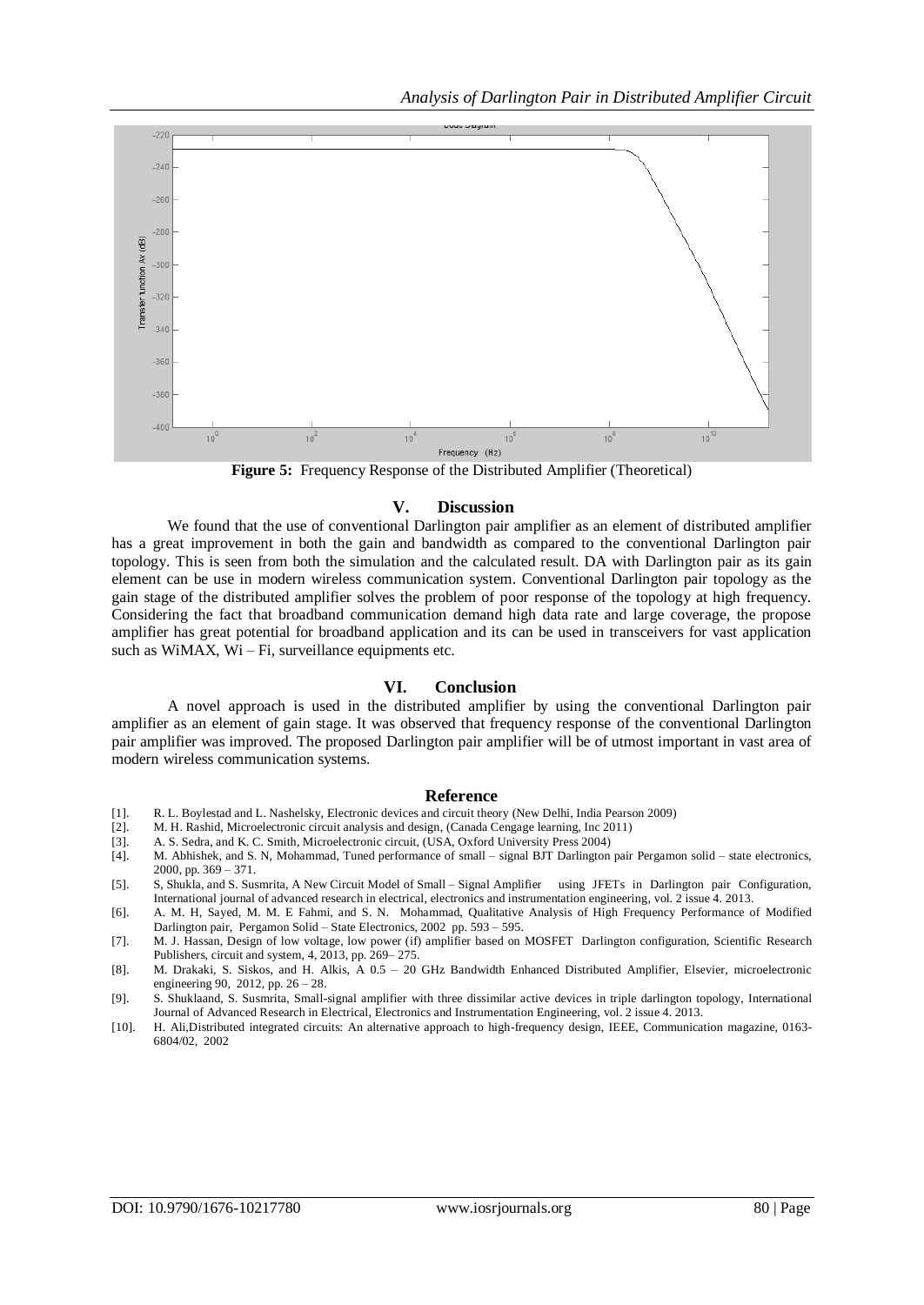Bode Diagram

-220
-240
-260
-280
-300
-320
-340
-360
-380
-400

Transfer function Av (dB)

$10^0$ $10^2$ $10^4$ $10^6$ $10^8$ $10^{10}$

Frequency (Hz)

**Figure 5:** Frequency Response of the Distributed Amplifier (Theoretical)

## V. Discussion

We found that the use of conventional Darlington pair amplifier as an element of distributed amplifier has a great improvement in both the gain and bandwidth as compared to the conventional Darlington pair topology. This is seen from both the simulation and the calculated result. DA with Darlington pair as its gain element can be use in modern wireless communication system. Conventional Darlington pair topology as the gain stage of the distributed amplifier solves the problem of poor response of the topology at high frequency. Considering the fact that broadband communication demand high data rate and large coverage, the propose amplifier has great potential for broadband application and its can be used in transceivers for vast application such as WiMAX, Wi – Fi, surveillance equipments etc.

## VI. Conclusion

A novel approach is used in the distributed amplifier by using the conventional Darlington pair amplifier as an element of gain stage. It was observed that frequency response of the conventional Darlington pair amplifier was improved. The proposed Darlington pair amplifier will be of utmost important in vast area of modern wireless communication systems.

## Reference

[1]. R. L. Boylestad and L. Nashelsky, Electronic devices and circuit theory (New Delhi, India Pearson 2009)
[2]. M. H. Rashid, Microelectronic circuit analysis and design, (Canada Cengage learning, Inc 2011)
[3]. A. S. Sedra, and K. C. Smith, Microelectronic circuit, (USA, Oxford University Press 2004)
[4]. M. Abhishek, and S. N, Mohammad, Tuned performance of small – signal BJT Darlington pair Pergamon solid – state electronics, 2000, pp. 369 – 371.
[5]. S, Shukla, and S. Susmrita, A New Circuit Model of Small – Signal Amplifier using JFETs in Darlington pair Configuration, International journal of advanced research in electrical, electronics and instrumentation engineering, vol. 2 issue 4. 2013.
[6]. A. M. H, Sayed, M. M. E Fahmi, and S. N. Mohammad, Qualitative Analysis of High Frequency Performance of Modified Darlington pair, Pergamon Solid – State Electronics, 2002 pp. 593 – 595.
[7]. M. J. Hassan, Design of low voltage, low power (if) amplifier based on MOSFET Darlington configuration, Scientific Research Publishers, circuit and system, 4, 2013, pp. 269– 275.
[8]. M. Drakaki, S. Siskos, and H. Alkis, A 0.5 – 20 GHz Bandwidth Enhanced Distributed Amplifier, Elsevier, microelectronic engineering 90, 2012, pp. 26 – 28.
[9]. S. Shuklaand, S. Susmrita, Small-signal amplifier with three dissimilar active devices in triple darlington topology, International Journal of Advanced Research in Electrical, Electronics and Instrumentation Engineering, vol. 2 issue 4. 2013.
[10]. H. Ali,Distributed integrated circuits: An alternative approach to high-frequency design, IEEE, Communication magazine, 0163-6804/02, 2002